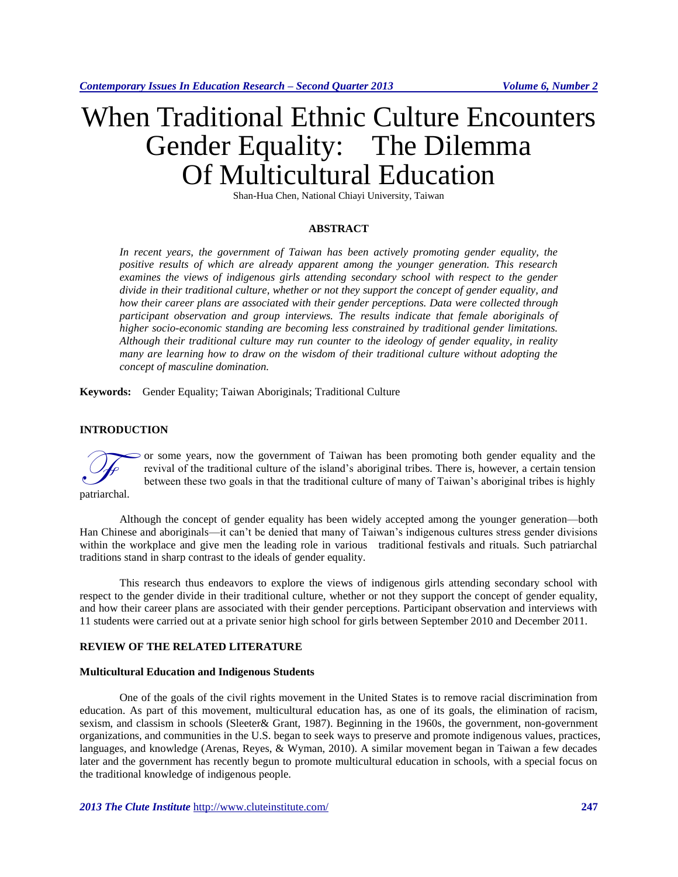# When Traditional Ethnic Culture Encounters Gender Equality: The Dilemma Of Multicultural Education

Shan-Hua Chen, National Chiayi University, Taiwan

## ABSTRACT

*In recent years, the government of Taiwan has been actively promoting gender equality, the positive results of which are already apparent among the younger generation. This research examines the views of indigenous girls attending secondary school with respect to the gender divide in their traditional culture, whether or not they support the concept of gender equality, and how their career plans are associated with their gender perceptions. Data were collected through participant observation and group interviews. The results indicate that female aboriginals of higher socio-economic standing are becoming less constrained by traditional gender limitations. Although their traditional culture may run counter to the ideology of gender equality, in reality many are learning how to draw on the wisdom of their traditional culture without adopting the concept of masculine domination.*

**Keywords:** Gender Equality; Taiwan Aboriginals; Traditional Culture

## INTRODUCTION

For some years, now the government of Taiwan has been promoting both gender equality and the revival of the traditional culture of the island's aboriginal tribes. There is, however, a certain tension between these two goals in that the traditional culture of many of Taiwan's aboriginal tribes is highly patriarchal.

Although the concept of gender equality has been widely accepted among the younger generation—both Han Chinese and aboriginals—it can't be denied that many of Taiwan's indigenous cultures stress gender divisions within the workplace and give men the leading role in various traditional festivals and rituals. Such patriarchal traditions stand in sharp contrast to the ideals of gender equality.

This research thus endeavors to explore the views of indigenous girls attending secondary school with respect to the gender divide in their traditional culture, whether or not they support the concept of gender equality, and how their career plans are associated with their gender perceptions. Participant observation and interviews with 11 students were carried out at a private senior high school for girls between September 2010 and December 2011.

## REVIEW OF THE RELATED LITERATURE

### Multicultural Education and Indigenous Students

One of the goals of the civil rights movement in the United States is to remove racial discrimination from education. As part of this movement, multicultural education has, as one of its goals, the elimination of racism, sexism, and classism in schools (Sleeter& Grant, 1987). Beginning in the 1960s, the government, non-government organizations, and communities in the U.S. began to seek ways to preserve and promote indigenous values, practices, languages, and knowledge (Arenas, Reyes, & Wyman, 2010). A similar movement began in Taiwan a few decades later and the government has recently begun to promote multicultural education in schools, with a special focus on the traditional knowledge of indigenous people.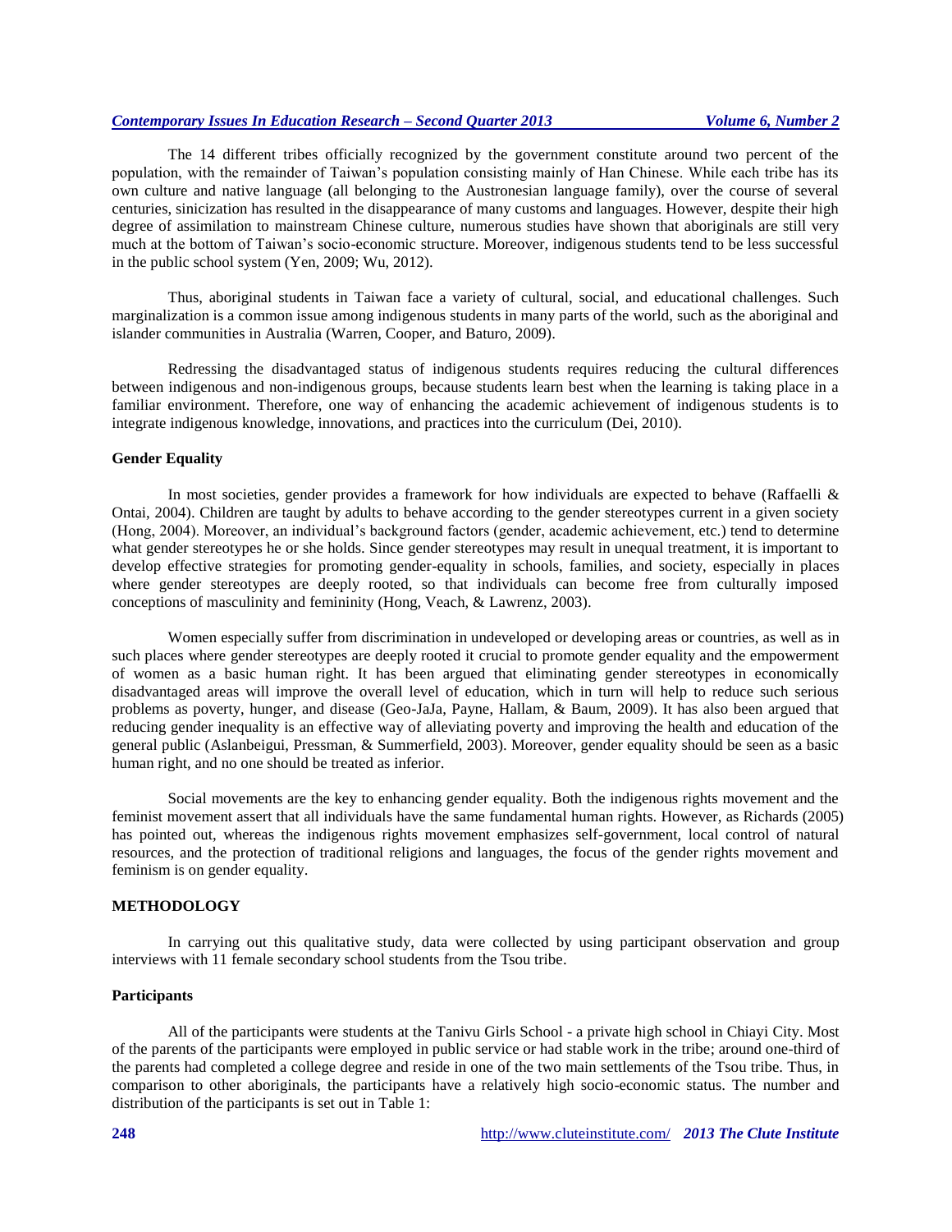The 14 different tribes officially recognized by the government constitute around two percent of the population, with the remainder of Taiwan's population consisting mainly of Han Chinese. While each tribe has its own culture and native language (all belonging to the Austronesian language family), over the course of several centuries, sinicization has resulted in the disappearance of many customs and languages. However, despite their high degree of assimilation to mainstream Chinese culture, numerous studies have shown that aboriginals are still very much at the bottom of Taiwan's socio-economic structure. Moreover, indigenous students tend to be less successful in the public school system (Yen, 2009; Wu, 2012).

Thus, aboriginal students in Taiwan face a variety of cultural, social, and educational challenges. Such marginalization is a common issue among indigenous students in many parts of the world, such as the aboriginal and islander communities in Australia (Warren, Cooper, and Baturo, 2009).

Redressing the disadvantaged status of indigenous students requires reducing the cultural differences between indigenous and non-indigenous groups, because students learn best when the learning is taking place in a familiar environment. Therefore, one way of enhancing the academic achievement of indigenous students is to integrate indigenous knowledge, innovations, and practices into the curriculum (Dei, 2010).

### Gender Equality

In most societies, gender provides a framework for how individuals are expected to behave (Raffaelli & Ontai, 2004). Children are taught by adults to behave according to the gender stereotypes current in a given society (Hong, 2004). Moreover, an individual's background factors (gender, academic achievement, etc.) tend to determine what gender stereotypes he or she holds. Since gender stereotypes may result in unequal treatment, it is important to develop effective strategies for promoting gender-equality in schools, families, and society, especially in places where gender stereotypes are deeply rooted, so that individuals can become free from culturally imposed conceptions of masculinity and femininity (Hong, Veach, & Lawrenz, 2003).

Women especially suffer from discrimination in undeveloped or developing areas or countries, as well as in such places where gender stereotypes are deeply rooted it crucial to promote gender equality and the empowerment of women as a basic human right. It has been argued that eliminating gender stereotypes in economically disadvantaged areas will improve the overall level of education, which in turn will help to reduce such serious problems as poverty, hunger, and disease (Geo-JaJa, Payne, Hallam, & Baum, 2009). It has also been argued that reducing gender inequality is an effective way of alleviating poverty and improving the health and education of the general public (Aslanbeigui, Pressman, & Summerfield, 2003). Moreover, gender equality should be seen as a basic human right, and no one should be treated as inferior.

Social movements are the key to enhancing gender equality. Both the indigenous rights movement and the feminist movement assert that all individuals have the same fundamental human rights. However, as Richards (2005) has pointed out, whereas the indigenous rights movement emphasizes self-government, local control of natural resources, and the protection of traditional religions and languages, the focus of the gender rights movement and feminism is on gender equality.

## METHODOLOGY

In carrying out this qualitative study, data were collected by using participant observation and group interviews with 11 female secondary school students from the Tsou tribe.

### Participants

All of the participants were students at the Tanivu Girls School - a private high school in Chiayi City. Most of the parents of the participants were employed in public service or had stable work in the tribe; around one-third of the parents had completed a college degree and reside in one of the two main settlements of the Tsou tribe. Thus, in comparison to other aboriginals, the participants have a relatively high socio-economic status. The number and distribution of the participants is set out in Table 1: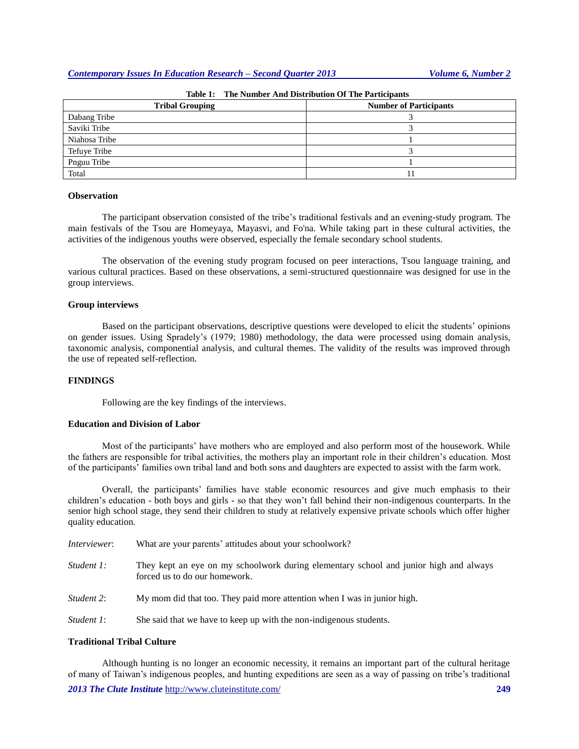**Table 1: The Number And Distribution Of The Participants**

| Tribal Grouping | Number of Participants |
|---|---|
| Dabang Tribe | 3 |
| Saviki Tribe | 3 |
| Niahosa Tribe | 1 |
| Tefuye Tribe | 3 |
| Pnguu Tribe | 1 |
| Total | 11 |

### Observation

The participant observation consisted of the tribe's traditional festivals and an evening-study program. The main festivals of the Tsou are Homeyaya, Mayasvi, and Fo'na. While taking part in these cultural activities, the activities of the indigenous youths were observed, especially the female secondary school students.

The observation of the evening study program focused on peer interactions, Tsou language training, and various cultural practices. Based on these observations, a semi-structured questionnaire was designed for use in the group interviews.

### Group interviews

Based on the participant observations, descriptive questions were developed to elicit the students' opinions on gender issues. Using Spradely's (1979; 1980) methodology, the data were processed using domain analysis, taxonomic analysis, componential analysis, and cultural themes. The validity of the results was improved through the use of repeated self-reflection.

## FINDINGS

Following are the key findings of the interviews.

### Education and Division of Labor

Most of the participants' have mothers who are employed and also perform most of the housework. While the fathers are responsible for tribal activities, the mothers play an important role in their children's education. Most of the participants' families own tribal land and both sons and daughters are expected to assist with the farm work.

Overall, the participants' families have stable economic resources and give much emphasis to their children's education - both boys and girls - so that they won't fall behind their non-indigenous counterparts. In the senior high school stage, they send their children to study at relatively expensive private schools which offer higher quality education.

*Interviewer*: What are your parents' attitudes about your schoolwork?

*Student 1:* They kept an eye on my schoolwork during elementary school and junior high and always forced us to do our homework.

*Student 2*: My mom did that too. They paid more attention when I was in junior high.

*Student 1*: She said that we have to keep up with the non-indigenous students.

### Traditional Tribal Culture

Although hunting is no longer an economic necessity, it remains an important part of the cultural heritage of many of Taiwan's indigenous peoples, and hunting expeditions are seen as a way of passing on tribe's traditional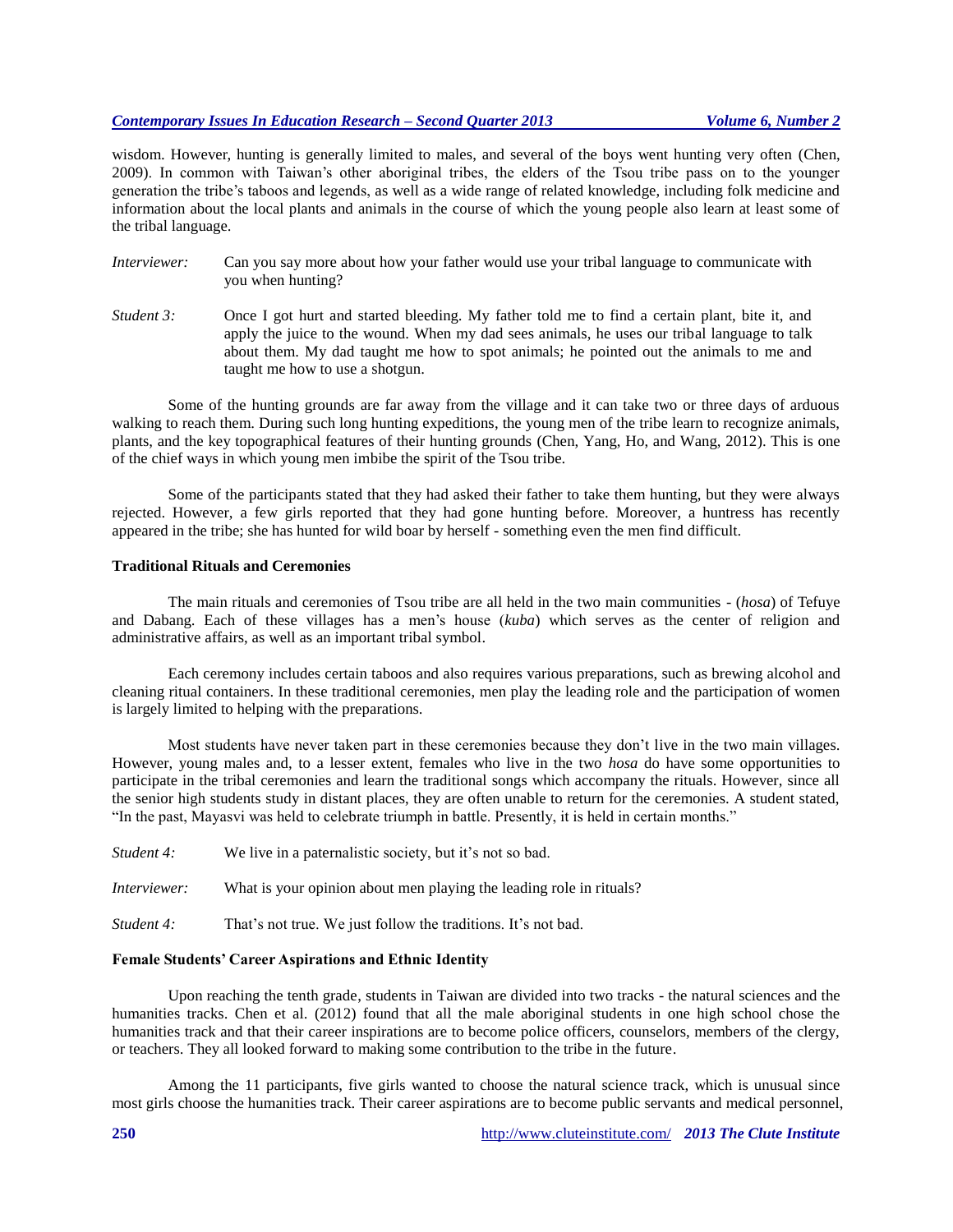wisdom. However, hunting is generally limited to males, and several of the boys went hunting very often (Chen, 2009). In common with Taiwan's other aboriginal tribes, the elders of the Tsou tribe pass on to the younger generation the tribe's taboos and legends, as well as a wide range of related knowledge, including folk medicine and information about the local plants and animals in the course of which the young people also learn at least some of the tribal language.

*Interviewer:* Can you say more about how your father would use your tribal language to communicate with you when hunting?

*Student 3:* Once I got hurt and started bleeding. My father told me to find a certain plant, bite it, and apply the juice to the wound. When my dad sees animals, he uses our tribal language to talk about them. My dad taught me how to spot animals; he pointed out the animals to me and taught me how to use a shotgun.

Some of the hunting grounds are far away from the village and it can take two or three days of arduous walking to reach them. During such long hunting expeditions, the young men of the tribe learn to recognize animals, plants, and the key topographical features of their hunting grounds (Chen, Yang, Ho, and Wang, 2012). This is one of the chief ways in which young men imbibe the spirit of the Tsou tribe.

Some of the participants stated that they had asked their father to take them hunting, but they were always rejected. However, a few girls reported that they had gone hunting before. Moreover, a huntress has recently appeared in the tribe; she has hunted for wild boar by herself - something even the men find difficult.

### Traditional Rituals and Ceremonies

The main rituals and ceremonies of Tsou tribe are all held in the two main communities - (*hosa*) of Tefuye and Dabang. Each of these villages has a men's house (*kuba*) which serves as the center of religion and administrative affairs, as well as an important tribal symbol.

Each ceremony includes certain taboos and also requires various preparations, such as brewing alcohol and cleaning ritual containers. In these traditional ceremonies, men play the leading role and the participation of women is largely limited to helping with the preparations.

Most students have never taken part in these ceremonies because they don't live in the two main villages. However, young males and, to a lesser extent, females who live in the two *hosa* do have some opportunities to participate in the tribal ceremonies and learn the traditional songs which accompany the rituals. However, since all the senior high students study in distant places, they are often unable to return for the ceremonies. A student stated, "In the past, Mayasvi was held to celebrate triumph in battle. Presently, it is held in certain months."

*Student 4:* We live in a paternalistic society, but it's not so bad.

*Interviewer:* What is your opinion about men playing the leading role in rituals?

*Student 4:* That's not true. We just follow the traditions. It's not bad.

### Female Students' Career Aspirations and Ethnic Identity

Upon reaching the tenth grade, students in Taiwan are divided into two tracks - the natural sciences and the humanities tracks. Chen et al. (2012) found that all the male aboriginal students in one high school chose the humanities track and that their career inspirations are to become police officers, counselors, members of the clergy, or teachers. They all looked forward to making some contribution to the tribe in the future.

Among the 11 participants, five girls wanted to choose the natural science track, which is unusual since most girls choose the humanities track. Their career aspirations are to become public servants and medical personnel,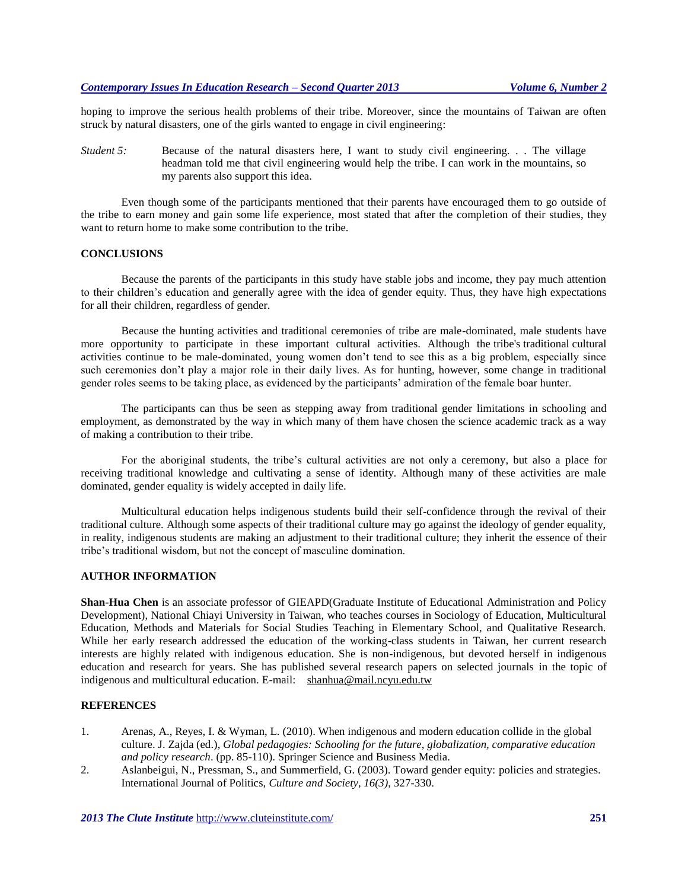hoping to improve the serious health problems of their tribe. Moreover, since the mountains of Taiwan are often struck by natural disasters, one of the girls wanted to engage in civil engineering:

*Student 5:* Because of the natural disasters here, I want to study civil engineering. . . The village headman told me that civil engineering would help the tribe. I can work in the mountains, so my parents also support this idea.

Even though some of the participants mentioned that their parents have encouraged them to go outside of the tribe to earn money and gain some life experience, most stated that after the completion of their studies, they want to return home to make some contribution to the tribe.

## CONCLUSIONS

Because the parents of the participants in this study have stable jobs and income, they pay much attention to their children's education and generally agree with the idea of gender equity. Thus, they have high expectations for all their children, regardless of gender.

Because the hunting activities and traditional ceremonies of tribe are male-dominated, male students have more opportunity to participate in these important cultural activities. Although the tribe's traditional cultural activities continue to be male-dominated, young women don't tend to see this as a big problem, especially since such ceremonies don't play a major role in their daily lives. As for hunting, however, some change in traditional gender roles seems to be taking place, as evidenced by the participants' admiration of the female boar hunter.

The participants can thus be seen as stepping away from traditional gender limitations in schooling and employment, as demonstrated by the way in which many of them have chosen the science academic track as a way of making a contribution to their tribe.

For the aboriginal students, the tribe's cultural activities are not only a ceremony, but also a place for receiving traditional knowledge and cultivating a sense of identity. Although many of these activities are male dominated, gender equality is widely accepted in daily life.

Multicultural education helps indigenous students build their self-confidence through the revival of their traditional culture. Although some aspects of their traditional culture may go against the ideology of gender equality, in reality, indigenous students are making an adjustment to their traditional culture; they inherit the essence of their tribe's traditional wisdom, but not the concept of masculine domination.

## AUTHOR INFORMATION

**Shan-Hua Chen** is an associate professor of GIEAPD(Graduate Institute of Educational Administration and Policy Development), National Chiayi University in Taiwan, who teaches courses in Sociology of Education, Multicultural Education, Methods and Materials for Social Studies Teaching in Elementary School, and Qualitative Research. While her early research addressed the education of the working-class students in Taiwan, her current research interests are highly related with indigenous education. She is non-indigenous, but devoted herself in indigenous education and research for years. She has published several research papers on selected journals in the topic of indigenous and multicultural education. E-mail: shanhua@mail.ncyu.edu.tw

## REFERENCES

1. Arenas, A., Reyes, I. & Wyman, L. (2010). When indigenous and modern education collide in the global culture. J. Zajda (ed.), *Global pedagogies: Schooling for the future, globalization, comparative education and policy research*. (pp. 85-110). Springer Science and Business Media.
2. Aslanbeigui, N., Pressman, S., and Summerfield, G. (2003). Toward gender equity: policies and strategies. International Journal of Politics, *Culture and Society, 16(3)*, 327-330.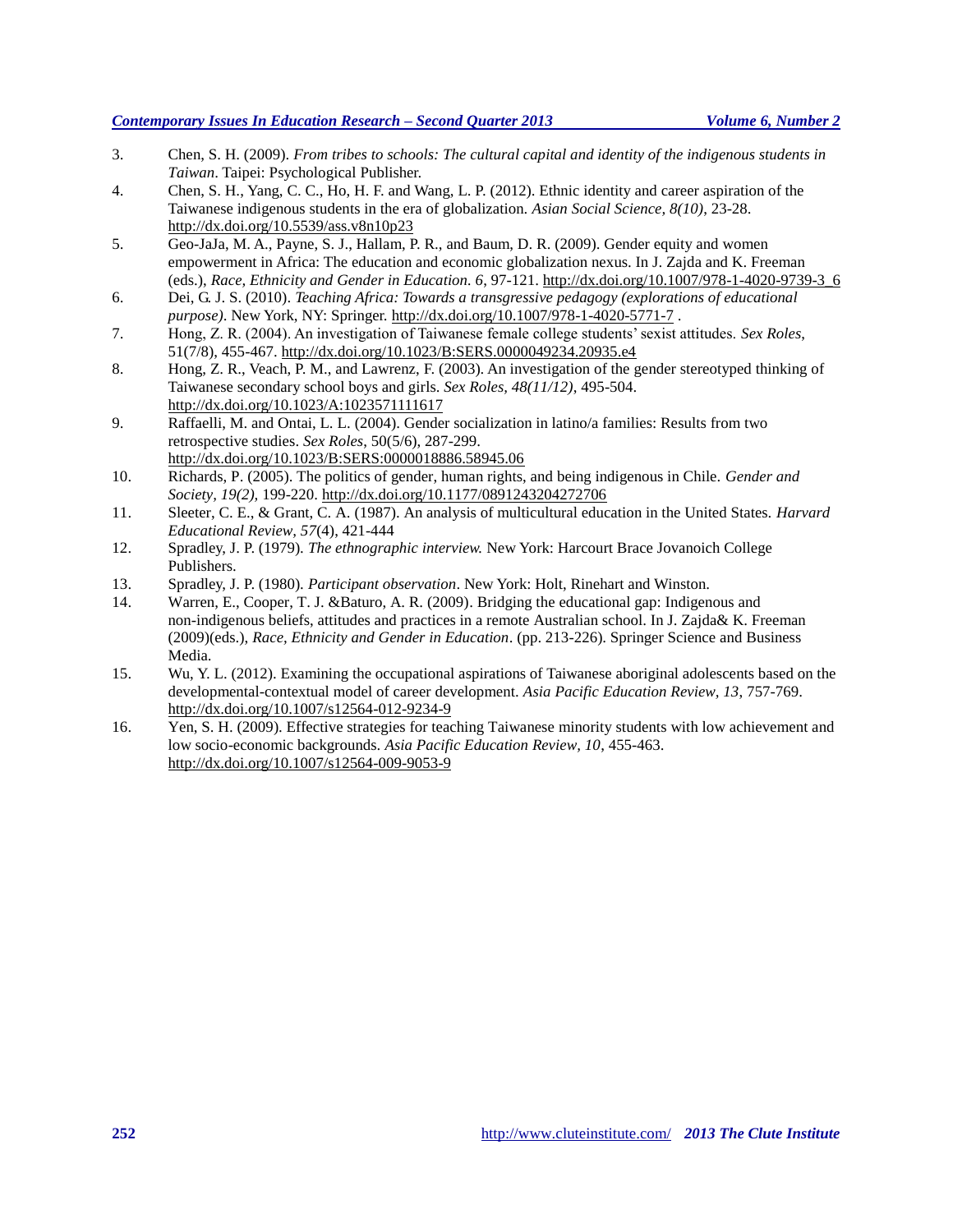3. Chen, S. H. (2009). *From tribes to schools: The cultural capital and identity of the indigenous students in Taiwan*. Taipei: Psychological Publisher.
4. Chen, S. H., Yang, C. C., Ho, H. F. and Wang, L. P. (2012). Ethnic identity and career aspiration of the Taiwanese indigenous students in the era of globalization. *Asian Social Science, 8(10)*, 23-28. http://dx.doi.org/10.5539/ass.v8n10p23
5. Geo-JaJa, M. A., Payne, S. J., Hallam, P. R., and Baum, D. R. (2009). Gender equity and women empowerment in Africa: The education and economic globalization nexus. In J. Zajda and K. Freeman (eds.), *Race, Ethnicity and Gender in Education. 6*, 97-121. http://dx.doi.org/10.1007/978-1-4020-9739-3_6
6. Dei, G. J. S. (2010). *Teaching Africa: Towards a transgressive pedagogy (explorations of educational purpose)*. New York, NY: Springer. http://dx.doi.org/10.1007/978-1-4020-5771-7 .
7. Hong, Z. R. (2004). An investigation of Taiwanese female college students' sexist attitudes. *Sex Roles*, 51(7/8), 455-467. http://dx.doi.org/10.1023/B:SERS.0000049234.20935.e4
8. Hong, Z. R., Veach, P. M., and Lawrenz, F. (2003). An investigation of the gender stereotyped thinking of Taiwanese secondary school boys and girls. *Sex Roles, 48(11/12)*, 495-504. http://dx.doi.org/10.1023/A:1023571111617
9. Raffaelli, M. and Ontai, L. L. (2004). Gender socialization in latino/a families: Results from two retrospective studies. *Sex Roles*, 50(5/6), 287-299. http://dx.doi.org/10.1023/B:SERS:0000018886.58945.06
10. Richards, P. (2005). The politics of gender, human rights, and being indigenous in Chile. *Gender and Society, 19(2)*, 199-220. http://dx.doi.org/10.1177/0891243204272706
11. Sleeter, C. E., & Grant, C. A. (1987). An analysis of multicultural education in the United States. *Harvard Educational Review*, *57*(4), 421-444
12. Spradley, J. P. (1979). *The ethnographic interview.* New York: Harcourt Brace Jovanoich College Publishers.
13. Spradley, J. P. (1980). *Participant observation*. New York: Holt, Rinehart and Winston.
14. Warren, E., Cooper, T. J. &Baturo, A. R. (2009). Bridging the educational gap: Indigenous and non-indigenous beliefs, attitudes and practices in a remote Australian school. In J. Zajda& K. Freeman (2009)(eds.), *Race, Ethnicity and Gender in Education*. (pp. 213-226). Springer Science and Business Media.
15. Wu, Y. L. (2012). Examining the occupational aspirations of Taiwanese aboriginal adolescents based on the developmental-contextual model of career development. *Asia Pacific Education Review, 13*, 757-769. http://dx.doi.org/10.1007/s12564-012-9234-9
16. Yen, S. H. (2009). Effective strategies for teaching Taiwanese minority students with low achievement and low socio-economic backgrounds. *Asia Pacific Education Review, 10*, 455-463. http://dx.doi.org/10.1007/s12564-009-9053-9